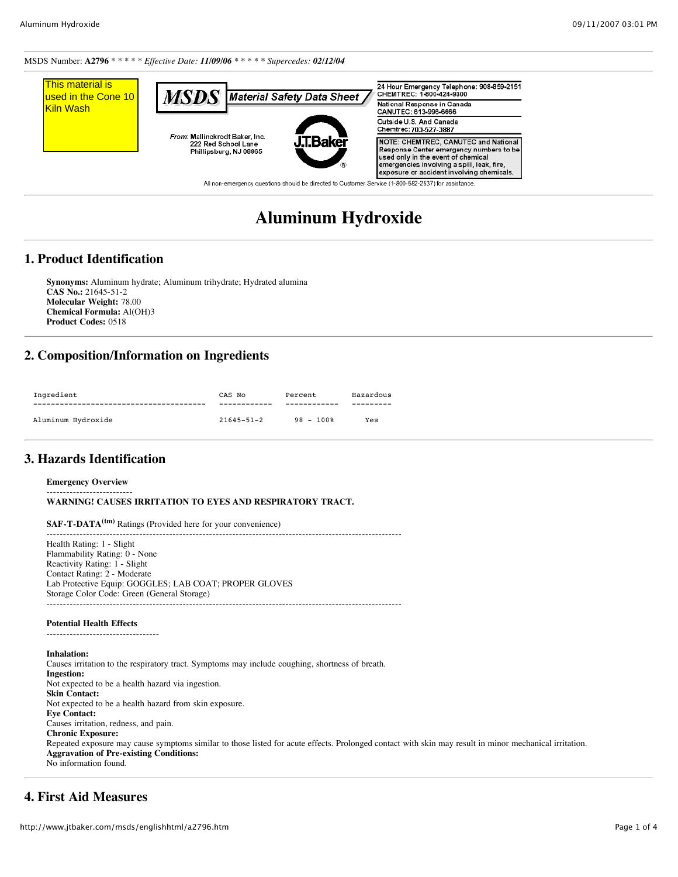MSDS Number: **A2796** * * * * * *Effective Date:* ***11/09/06*** * * * * * *Supercedes:* ***02/12/04***

This material is used in the Cone 10 Kiln Wash

**MSDS** Material Safety Data Sheet

From: Mallinckrodt Baker, Inc.
222 Red School Lane
Phillipsburg, NJ 08865

J.T.Baker

24 Hour Emergency Telephone: 908-859-2151
CHEMTREC: 1-800-424-9300

National Response in Canada
CANUTEC: 613-996-6666

Outside U.S. And Canada
Chemtrec: 703-527-3887

NOTE: CHEMTREC, CANUTEC and National Response Center emergency numbers to be used only in the event of chemical emergencies involving a spill, leak, fire, exposure or accident involving chemicals.

All non-emergency questions should be directed to Customer Service (1-800-582-2537) for assistance.

# Aluminum Hydroxide

## 1. Product Identification

**Synonyms:** Aluminum hydrate; Aluminum trihydrate; Hydrated alumina
**CAS No.:** 21645-51-2
**Molecular Weight:** 78.00
**Chemical Formula:** $Al(OH)_3$
**Product Codes:** 0518

## 2. Composition/Information on Ingredients

| Ingredient | CAS No | Percent | Hazardous |
|---|---|---|---|
| Aluminum Hydroxide | 21645-51-2 | 98 - 100% | Yes |

## 3. Hazards Identification

**Emergency Overview**

**WARNING! CAUSES IRRITATION TO EYES AND RESPIRATORY TRACT.**

**SAF-T-DATA(tm)** Ratings (Provided here for your convenience)

Health Rating: 1 - Slight
Flammability Rating: 0 - None
Reactivity Rating: 1 - Slight
Contact Rating: 2 - Moderate
Lab Protective Equip: GOGGLES; LAB COAT; PROPER GLOVES
Storage Color Code: Green (General Storage)

**Potential Health Effects**

**Inhalation:**
Causes irritation to the respiratory tract. Symptoms may include coughing, shortness of breath.
**Ingestion:**
Not expected to be a health hazard via ingestion.
**Skin Contact:**
Not expected to be a health hazard from skin exposure.
**Eye Contact:**
Causes irritation, redness, and pain.
**Chronic Exposure:**
Repeated exposure may cause symptoms similar to those listed for acute effects. Prolonged contact with skin may result in minor mechanical irritation.
**Aggravation of Pre-existing Conditions:**
No information found.

## 4. First Aid Measures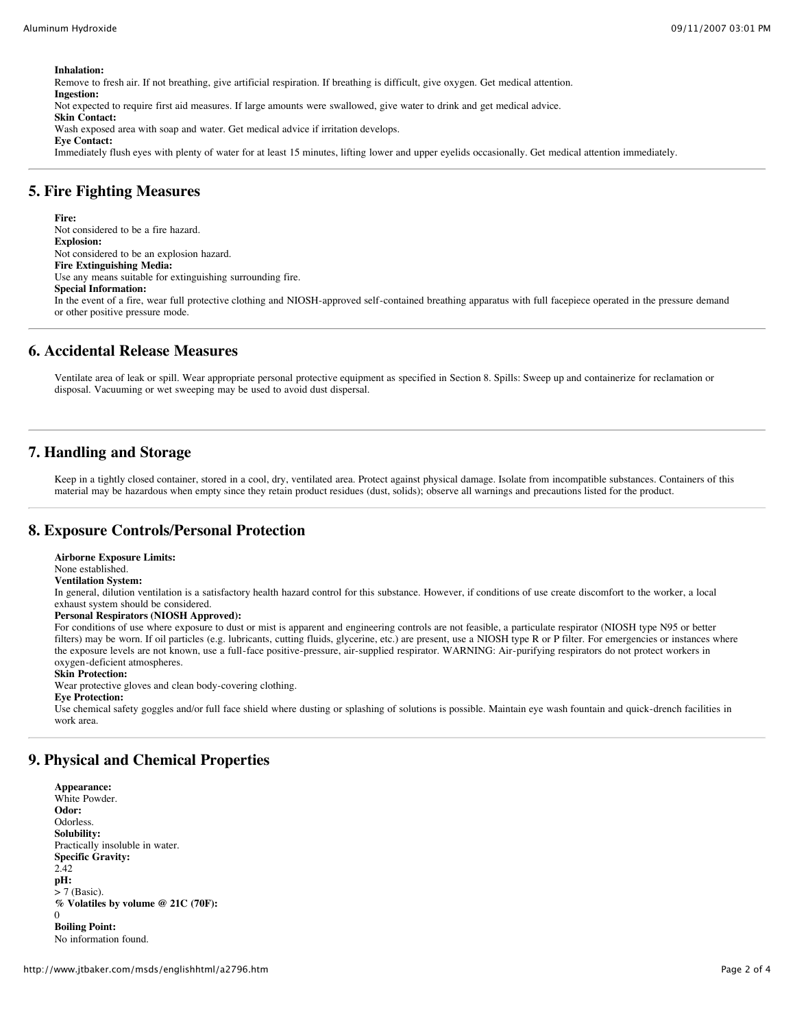**Inhalation:**
Remove to fresh air. If not breathing, give artificial respiration. If breathing is difficult, give oxygen. Get medical attention.
**Ingestion:**
Not expected to require first aid measures. If large amounts were swallowed, give water to drink and get medical advice.
**Skin Contact:**
Wash exposed area with soap and water. Get medical advice if irritation develops.
**Eye Contact:**
Immediately flush eyes with plenty of water for at least 15 minutes, lifting lower and upper eyelids occasionally. Get medical attention immediately.

## 5. Fire Fighting Measures

**Fire:**
Not considered to be a fire hazard.
**Explosion:**
Not considered to be an explosion hazard.
**Fire Extinguishing Media:**
Use any means suitable for extinguishing surrounding fire.
**Special Information:**
In the event of a fire, wear full protective clothing and NIOSH-approved self-contained breathing apparatus with full facepiece operated in the pressure demand or other positive pressure mode.

## 6. Accidental Release Measures

Ventilate area of leak or spill. Wear appropriate personal protective equipment as specified in Section 8. Spills: Sweep up and containerize for reclamation or disposal. Vacuuming or wet sweeping may be used to avoid dust dispersal.

## 7. Handling and Storage

Keep in a tightly closed container, stored in a cool, dry, ventilated area. Protect against physical damage. Isolate from incompatible substances. Containers of this material may be hazardous when empty since they retain product residues (dust, solids); observe all warnings and precautions listed for the product.

## 8. Exposure Controls/Personal Protection

**Airborne Exposure Limits:**
None established.
**Ventilation System:**
In general, dilution ventilation is a satisfactory health hazard control for this substance. However, if conditions of use create discomfort to the worker, a local exhaust system should be considered.
**Personal Respirators (NIOSH Approved):**
For conditions of use where exposure to dust or mist is apparent and engineering controls are not feasible, a particulate respirator (NIOSH type N95 or better filters) may be worn. If oil particles (e.g. lubricants, cutting fluids, glycerine, etc.) are present, use a NIOSH type R or P filter. For emergencies or instances where the exposure levels are not known, use a full-face positive-pressure, air-supplied respirator. WARNING: Air-purifying respirators do not protect workers in oxygen-deficient atmospheres.
**Skin Protection:**
Wear protective gloves and clean body-covering clothing.
**Eye Protection:**
Use chemical safety goggles and/or full face shield where dusting or splashing of solutions is possible. Maintain eye wash fountain and quick-drench facilities in work area.

## 9. Physical and Chemical Properties

**Appearance:**
White Powder.
**Odor:**
Odorless.
**Solubility:**
Practically insoluble in water.
**Specific Gravity:**
2.42
**pH:**
> 7 (Basic).
**% Volatiles by volume @ 21C (70F):**
0
**Boiling Point:**
No information found.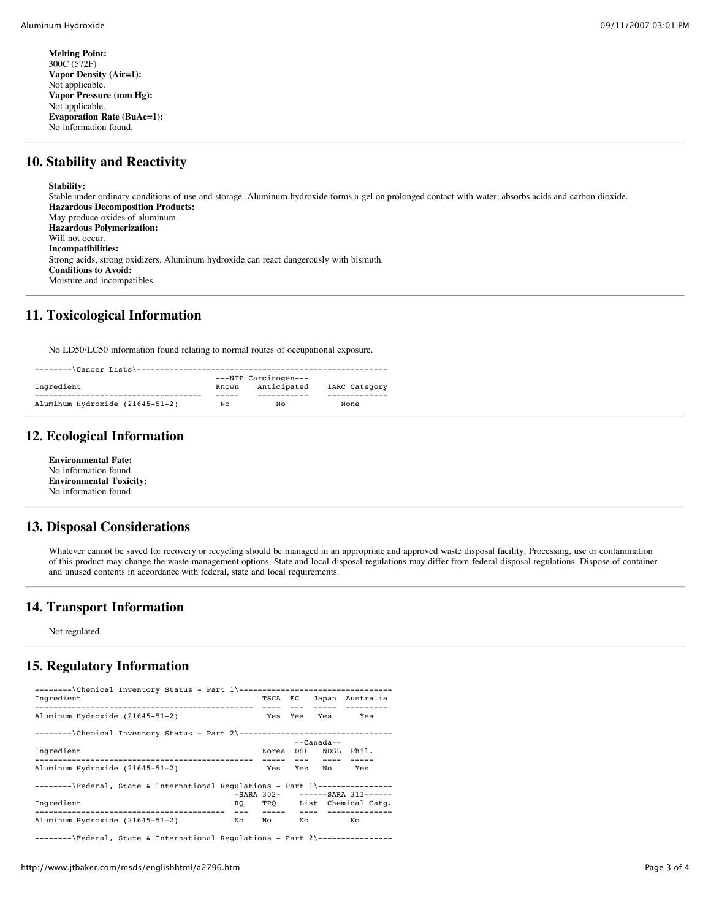**Melting Point:**
300C (572F)
**Vapor Density (Air=1):**
Not applicable.
**Vapor Pressure (mm Hg):**
Not applicable.
**Evaporation Rate (BuAc=1):**
No information found.

## 10. Stability and Reactivity

**Stability:**
Stable under ordinary conditions of use and storage. Aluminum hydroxide forms a gel on prolonged contact with water; absorbs acids and carbon dioxide.
**Hazardous Decomposition Products:**
May produce oxides of aluminum.
**Hazardous Polymerization:**
Will not occur.
**Incompatibilities:**
Strong acids, strong oxidizers. Aluminum hydroxide can react dangerously with bismuth.
**Conditions to Avoid:**
Moisture and incompatibles.

## 11. Toxicological Information

No LD50/LC50 information found relating to normal routes of occupational exposure.

--------\Cancer Lists\------------------------------------------------------

| Ingredient | ---NTP Carcinogen--- Known | Anticipated | IARC Category |
|---|---|---|---|
| Aluminum Hydroxide (21645-51-2) | No | No | None |

## 12. Ecological Information

**Environmental Fate:**
No information found.
**Environmental Toxicity:**
No information found.

## 13. Disposal Considerations

Whatever cannot be saved for recovery or recycling should be managed in an appropriate and approved waste disposal facility. Processing, use or contamination of this product may change the waste management options. State and local disposal regulations may differ from federal disposal regulations. Dispose of container and unused contents in accordance with federal, state and local requirements.

## 14. Transport Information

Not regulated.

## 15. Regulatory Information

--------\Chemical Inventory Status - Part 1\---------------------------------

| Ingredient | TSCA | EC | Japan | Australia |
|---|---|---|---|---|
| Aluminum Hydroxide (21645-51-2) | Yes | Yes | Yes | Yes |

--------\Chemical Inventory Status - Part 2\---------------------------------

| Ingredient | Korea | --Canada-- DSL | NDSL | Phil. |
|---|---|---|---|---|
| Aluminum Hydroxide (21645-51-2) | Yes | Yes | No | Yes |

--------\Federal, State & International Regulations - Part 1\----------------

| Ingredient | -SARA 302- RQ | TPQ | ------SARA 313------ List | Chemical Catg. |
|---|---|---|---|---|
| Aluminum Hydroxide (21645-51-2) | No | No | No | No |

--------\Federal, State & International Regulations - Part 2\----------------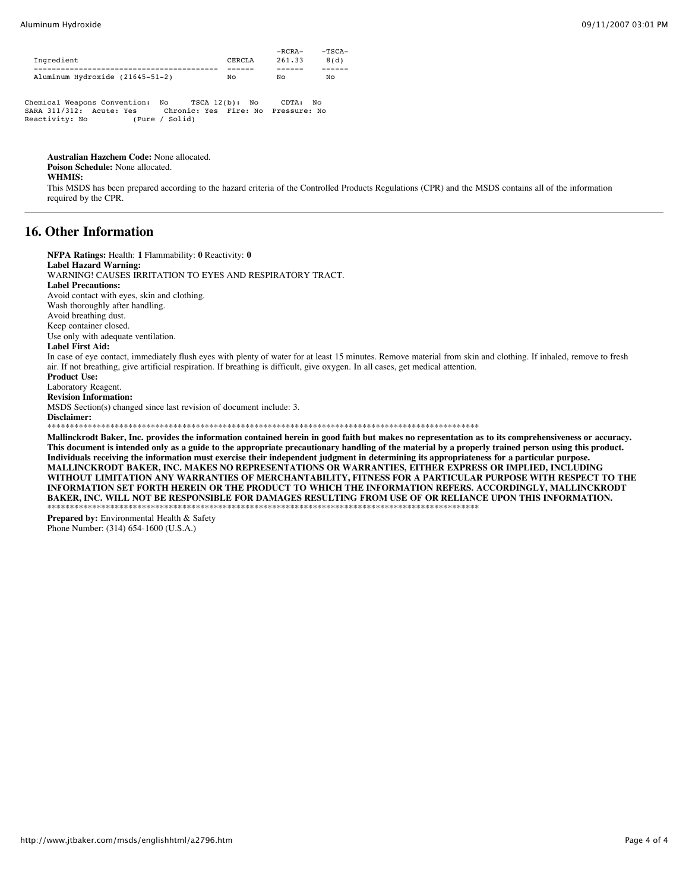| Ingredient | CERCLA | -RCRA- 261.33 | -TSCA- 8(d) |
|---|---|---|---|
| Aluminum Hydroxide (21645-51-2) | No | No | No |

```
Chemical Weapons Convention:  No     TSCA 12(b):  No     CDTA:  No
SARA 311/312:  Acute: Yes      Chronic: Yes  Fire: No  Pressure: No
Reactivity: No          (Pure / Solid)
```

**Australian Hazchem Code:** None allocated.
**Poison Schedule:** None allocated.
**WHMIS:**
This MSDS has been prepared according to the hazard criteria of the Controlled Products Regulations (CPR) and the MSDS contains all of the information required by the CPR.

## 16. Other Information

**NFPA Ratings:** Health: **1** Flammability: **0** Reactivity: **0**
**Label Hazard Warning:**
WARNING! CAUSES IRRITATION TO EYES AND RESPIRATORY TRACT.
**Label Precautions:**
Avoid contact with eyes, skin and clothing.
Wash thoroughly after handling.
Avoid breathing dust.
Keep container closed.
Use only with adequate ventilation.
**Label First Aid:**
In case of eye contact, immediately flush eyes with plenty of water for at least 15 minutes. Remove material from skin and clothing. If inhaled, remove to fresh air. If not breathing, give artificial respiration. If breathing is difficult, give oxygen. In all cases, get medical attention.
**Product Use:**
Laboratory Reagent.
**Revision Information:**
MSDS Section(s) changed since last revision of document include: 3.
**Disclaimer:**
************************************************************************************************

**Mallinckrodt Baker, Inc. provides the information contained herein in good faith but makes no representation as to its comprehensiveness or accuracy. This document is intended only as a guide to the appropriate precautionary handling of the material by a properly trained person using this product. Individuals receiving the information must exercise their independent judgment in determining its appropriateness for a particular purpose. MALLINCKRODT BAKER, INC. MAKES NO REPRESENTATIONS OR WARRANTIES, EITHER EXPRESS OR IMPLIED, INCLUDING WITHOUT LIMITATION ANY WARRANTIES OF MERCHANTABILITY, FITNESS FOR A PARTICULAR PURPOSE WITH RESPECT TO THE INFORMATION SET FORTH HEREIN OR THE PRODUCT TO WHICH THE INFORMATION REFERS. ACCORDINGLY, MALLINCKRODT BAKER, INC. WILL NOT BE RESPONSIBLE FOR DAMAGES RESULTING FROM USE OF OR RELIANCE UPON THIS INFORMATION.**
************************************************************************************************

**Prepared by:** Environmental Health & Safety
Phone Number: (314) 654-1600 (U.S.A.)